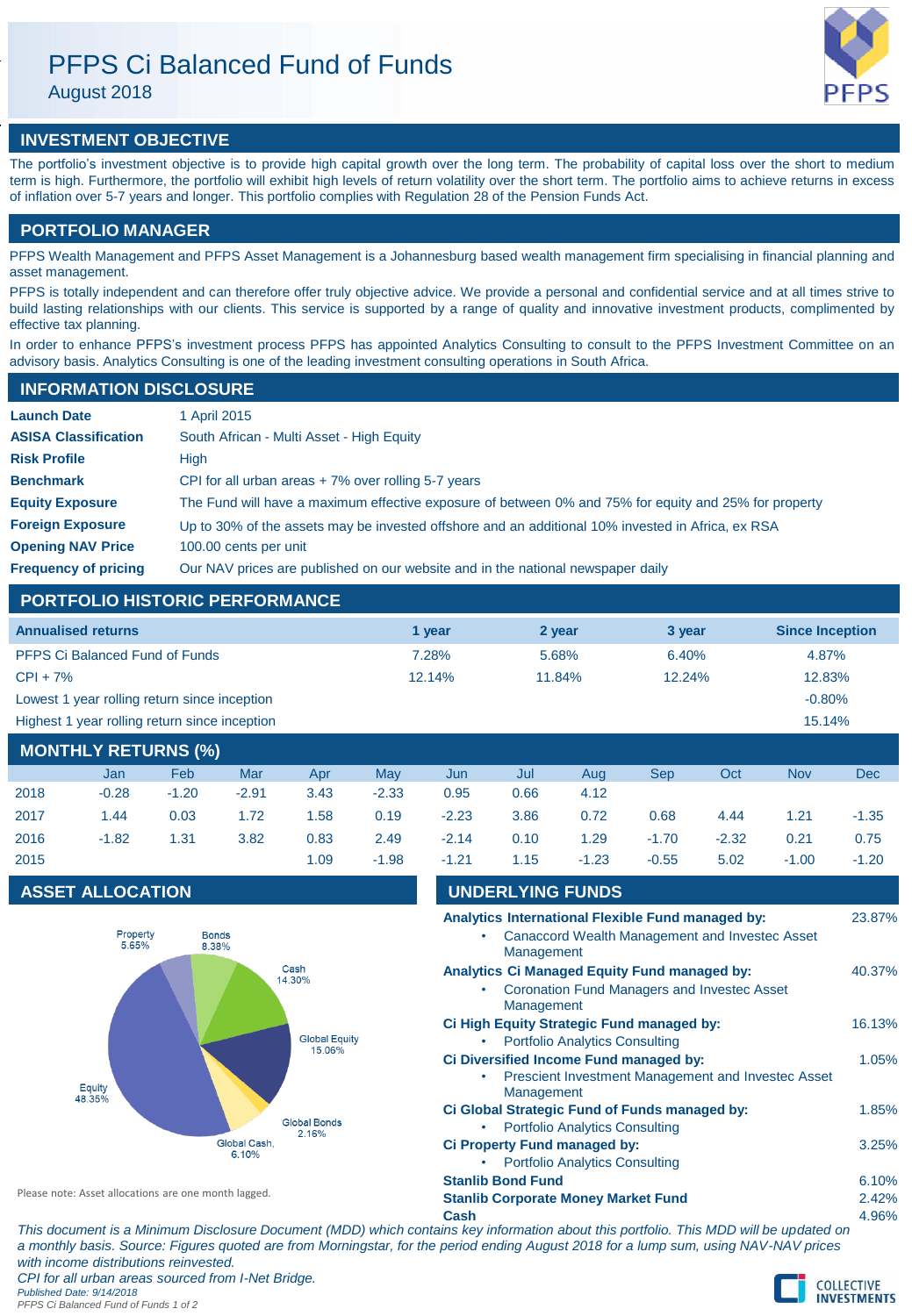# PFPS Ci Balanced Fund of Funds

August 2018

## INVESTMENT OBJECTIVE

The portfolio's investment objective is to provide high capital growth over the long term. The probability of capital loss over the short to medium term is high. Furthermore, the portfolio will exhibit high levels of return volatility over the short term. The portfolio aims to achieve returns in excess of inflation over 5-7 years and longer. This portfolio complies with Regulation 28 of the Pension Funds Act.

## PORTFOLIO MANAGER

PFPS Wealth Management and PFPS Asset Management is a Johannesburg based wealth management firm specialising in financial planning and asset management.

PFPS is totally independent and can therefore offer truly objective advice. We provide a personal and confidential service and at all times strive to build lasting relationships with our clients. This service is supported by a range of quality and innovative investment products, complimented by effective tax planning.

In order to enhance PFPS's investment process PFPS has appointed Analytics Consulting to consult to the PFPS Investment Committee on an advisory basis. Analytics Consulting is one of the leading investment consulting operations in South Africa.

## INFORMATION DISCLOSURE

| | |
|---|---|
| **Launch Date** | 1 April 2015 |
| **ASISA Classification** | South African - Multi Asset - High Equity |
| **Risk Profile** | High |
| **Benchmark** | CPI for all urban areas + 7% over rolling 5-7 years |
| **Equity Exposure** | The Fund will have a maximum effective exposure of between 0% and 75% for equity and 25% for property |
| **Foreign Exposure** | Up to 30% of the assets may be invested offshore and an additional 10% invested in Africa, ex RSA |
| **Opening NAV Price** | 100.00 cents per unit |
| **Frequency of pricing** | Our NAV prices are published on our website and in the national newspaper daily |

## PORTFOLIO HISTORIC PERFORMANCE

| Annualised returns | 1 year | 2 year | 3 year | Since Inception |
|---|---|---|---|---|
| PFPS Ci Balanced Fund of Funds | 7.28% | 5.68% | 6.40% | 4.87% |
| CPI + 7% | 12.14% | 11.84% | 12.24% | 12.83% |
| Lowest 1 year rolling return since inception | | | | -0.80% |
| Highest 1 year rolling return since inception | | | | 15.14% |

## MONTHLY RETURNS (%)

| | Jan | Feb | Mar | Apr | May | Jun | Jul | Aug | Sep | Oct | Nov | Dec |
|---|---|---|---|---|---|---|---|---|---|---|---|---|
| 2018 | -0.28 | -1.20 | -2.91 | 3.43 | -2.33 | 0.95 | 0.66 | 4.12 | | | | |
| 2017 | 1.44 | 0.03 | 1.72 | 1.58 | 0.19 | -2.23 | 3.86 | 0.72 | 0.68 | 4.44 | 1.21 | -1.35 |
| 2016 | -1.82 | 1.31 | 3.82 | 0.83 | 2.49 | -2.14 | 0.10 | 1.29 | -1.70 | -2.32 | 0.21 | 0.75 |
| 2015 | | | | 1.09 | -1.98 | -1.21 | 1.15 | -1.23 | -0.55 | 5.02 | -1.00 | -1.20 |

## ASSET ALLOCATION

| Asset | Allocation |
|---|---|
| Property | 5.65% |
| Bonds | 8.38% |
| Cash | 14.30% |
| Global Equity | 15.06% |
| Global Bonds | 2.16% |
| Global Cash | 6.10% |
| Equity | 48.35% |

Please note: Asset allocations are one month lagged.

## UNDERLYING FUNDS

| Fund | Weight |
|---|---|
| **Analytics International Flexible Fund managed by:** | 23.87% |
| • Canaccord Wealth Management and Investec Asset Management | |
| **Analytics Ci Managed Equity Fund managed by:** | 40.37% |
| • Coronation Fund Managers and Investec Asset Management | |
| **Ci High Equity Strategic Fund managed by:** | 16.13% |
| • Portfolio Analytics Consulting | |
| **Ci Diversified Income Fund managed by:** | 1.05% |
| • Prescient Investment Management and Investec Asset Management | |
| **Ci Global Strategic Fund of Funds managed by:** | 1.85% |
| • Portfolio Analytics Consulting | |
| **Ci Property Fund managed by:** | 3.25% |
| • Portfolio Analytics Consulting | |
| **Stanlib Bond Fund** | 6.10% |
| **Stanlib Corporate Money Market Fund** | 2.42% |
| **Cash** | 4.96% |

*This document is a Minimum Disclosure Document (MDD) which contains key information about this portfolio. This MDD will be updated on a monthly basis. Source: Figures quoted are from Morningstar, for the period ending August 2018 for a lump sum, using NAV-NAV prices with income distributions reinvested.*

*CPI for all urban areas sourced from I-Net Bridge.*

*Published Date: 9/14/2018*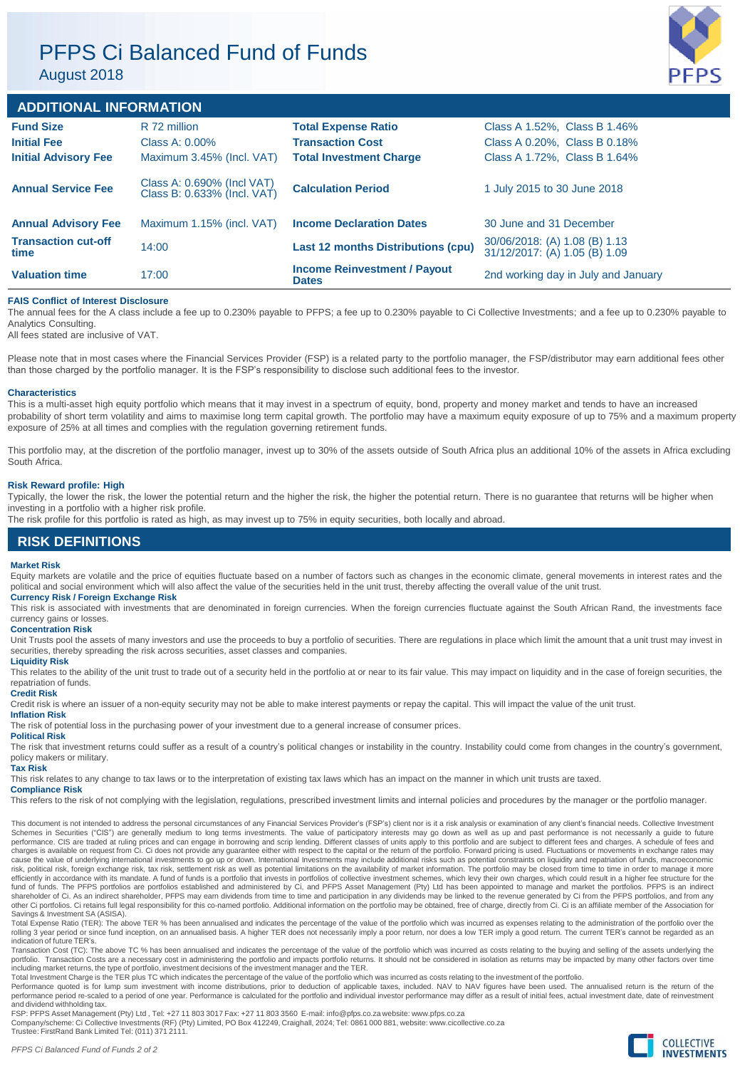# PFPS Ci Balanced Fund of Funds

August 2018

## ADDITIONAL INFORMATION

| | | | |
|---|---|---|---|
| **Fund Size** | R 72 million | **Total Expense Ratio** | Class A 1.52%, Class B 1.46% |
| **Initial Fee** | Class A: 0.00% | **Transaction Cost** | Class A 0.20%, Class B 0.18% |
| **Initial Advisory Fee** | Maximum 3.45% (Incl. VAT) | **Total Investment Charge** | Class A 1.72%, Class B 1.64% |
| **Annual Service Fee** | Class A: 0.690% (Incl VAT) Class B: 0.633% (Incl. VAT) | **Calculation Period** | 1 July 2015 to 30 June 2018 |
| **Annual Advisory Fee** | Maximum 1.15% (incl. VAT) | **Income Declaration Dates** | 30 June and 31 December |
| **Transaction cut-off time** | 14:00 | **Last 12 months Distributions (cpu)** | 30/06/2018: (A) 1.08 (B) 1.13 31/12/2017: (A) 1.05 (B) 1.09 |
| **Valuation time** | 17:00 | **Income Reinvestment / Payout Dates** | 2nd working day in July and January |

**FAIS Conflict of Interest Disclosure**

The annual fees for the A class include a fee up to 0.230% payable to PFPS; a fee up to 0.230% payable to Ci Collective Investments; and a fee up to 0.230% payable to Analytics Consulting.
All fees stated are inclusive of VAT.

Please note that in most cases where the Financial Services Provider (FSP) is a related party to the portfolio manager, the FSP/distributor may earn additional fees other than those charged by the portfolio manager. It is the FSP's responsibility to disclose such additional fees to the investor.

**Characteristics**

This is a multi-asset high equity portfolio which means that it may invest in a spectrum of equity, bond, property and money market and tends to have an increased probability of short term volatility and aims to maximise long term capital growth. The portfolio may have a maximum equity exposure of up to 75% and a maximum property exposure of 25% at all times and complies with the regulation governing retirement funds.

This portfolio may, at the discretion of the portfolio manager, invest up to 30% of the assets outside of South Africa plus an additional 10% of the assets in Africa excluding South Africa.

**Risk Reward profile: High**

Typically, the lower the risk, the lower the potential return and the higher the risk, the higher the potential return. There is no guarantee that returns will be higher when investing in a portfolio with a higher risk profile.
The risk profile for this portfolio is rated as high, as may invest up to 75% in equity securities, both locally and abroad.

## RISK DEFINITIONS

**Market Risk**

Equity markets are volatile and the price of equities fluctuate based on a number of factors such as changes in the economic climate, general movements in interest rates and the political and social environment which will also affect the value of the securities held in the unit trust, thereby affecting the overall value of the unit trust.

**Currency Risk / Foreign Exchange Risk**

This risk is associated with investments that are denominated in foreign currencies. When the foreign currencies fluctuate against the South African Rand, the investments face currency gains or losses.

**Concentration Risk**

Unit Trusts pool the assets of many investors and use the proceeds to buy a portfolio of securities. There are regulations in place which limit the amount that a unit trust may invest in securities, thereby spreading the risk across securities, asset classes and companies.

**Liquidity Risk**

This relates to the ability of the unit trust to trade out of a security held in the portfolio at or near to its fair value. This may impact on liquidity and in the case of foreign securities, the repatriation of funds.

**Credit Risk**

Credit risk is where an issuer of a non-equity security may not be able to make interest payments or repay the capital. This will impact the value of the unit trust.

**Inflation Risk**

The risk of potential loss in the purchasing power of your investment due to a general increase of consumer prices.

**Political Risk**

The risk that investment returns could suffer as a result of a country's political changes or instability in the country. Instability could come from changes in the country's government, policy makers or military.

**Tax Risk**

This risk relates to any change to tax laws or to the interpretation of existing tax laws which has an impact on the manner in which unit trusts are taxed.

**Compliance Risk**

This refers to the risk of not complying with the legislation, regulations, prescribed investment limits and internal policies and procedures by the manager or the portfolio manager.

This document is not intended to address the personal circumstances of any Financial Services Provider's (FSP's) client nor is it a risk analysis or examination of any client's financial needs. Collective Investment Schemes in Securities ("CIS") are generally medium to long terms investments. The value of participatory interests may go down as well as up and past performance is not necessarily a guide to future performance. CIS are traded at ruling prices and can engage in borrowing and scrip lending. Different classes of units apply to this portfolio and are subject to different fees and charges. A schedule of fees and charges is available on request from Ci. Ci does not provide any guarantee either with respect to the capital or the return of the portfolio. Forward pricing is used. Fluctuations or movements in exchange rates may cause the value of underlying international investments to go up or down. International Investments may include additional risks such as potential constraints on liquidity and repatriation of funds, macroeconomic risk, political risk, foreign exchange risk, tax risk, settlement risk as well as potential limitations on the availability of market information. The portfolio may be closed from time to time in order to manage it more efficiently in accordance with its mandate. A fund of funds is a portfolio that invests in portfolios of collective investment schemes, which levy their own charges, which could result in a higher fee structure for the fund of funds. The PFPS portfolios are portfolios established and administered by Ci, and PFPS Asset Management (Pty) Ltd has been appointed to manage and market the portfolios. PFPS is an indirect shareholder of Ci. As an indirect shareholder, PFPS may earn dividends from time to time and participation in any dividends may be linked to the revenue generated by Ci from the PFPS portfolios, and from any other Ci portfolios. Ci retains full legal responsibility for this co-named portfolio. Additional information on the portfolio may be obtained, free of charge, directly from Ci. Ci is an affiliate member of the Association for Savings & Investment SA (ASISA).

Total Expense Ratio (TER): The above TER % has been annualised and indicates the percentage of the value of the portfolio which was incurred as expenses relating to the administration of the portfolio over the rolling 3 year period or since fund inception, on an annualised basis. A higher TER does not necessarily imply a poor return, nor does a low TER imply a good return. The current TER's cannot be regarded as an indication of future TER's.

Transaction Cost (TC): The above TC % has been annualised and indicates the percentage of the value of the portfolio which was incurred as costs relating to the buying and selling of the assets underlying the portfolio. Transaction Costs are a necessary cost in administering the portfolio and impacts portfolio returns. It should not be considered in isolation as returns may be impacted by many other factors over time including market returns, the type of portfolio, investment decisions of the investment manager and the TER.

Total Investment Charge is the TER plus TC which indicates the percentage of the value of the portfolio which was incurred as costs relating to the investment of the portfolio.

Performance quoted is for lump sum investment with income distributions, prior to deduction of applicable taxes, included. NAV to NAV figures have been used. The annualised return is the return of the performance period re-scaled to a period of one year. Performance is calculated for the portfolio and individual investor performance may differ as a result of initial fees, actual investment date, date of reinvestment and dividend withholding tax.

FSP: PFPS Asset Management (Pty) Ltd , Tel: +27 11 803 3017 Fax: +27 11 803 3560 E-mail: info@pfps.co.za website: www.pfps.co.za

Company/scheme: Ci Collective Investments (RF) (Pty) Limited, PO Box 412249, Craighall, 2024; Tel: 0861 000 881, website: www.cicollective.co.za

Trustee: FirstRand Bank Limited Tel: (011) 371 2111.